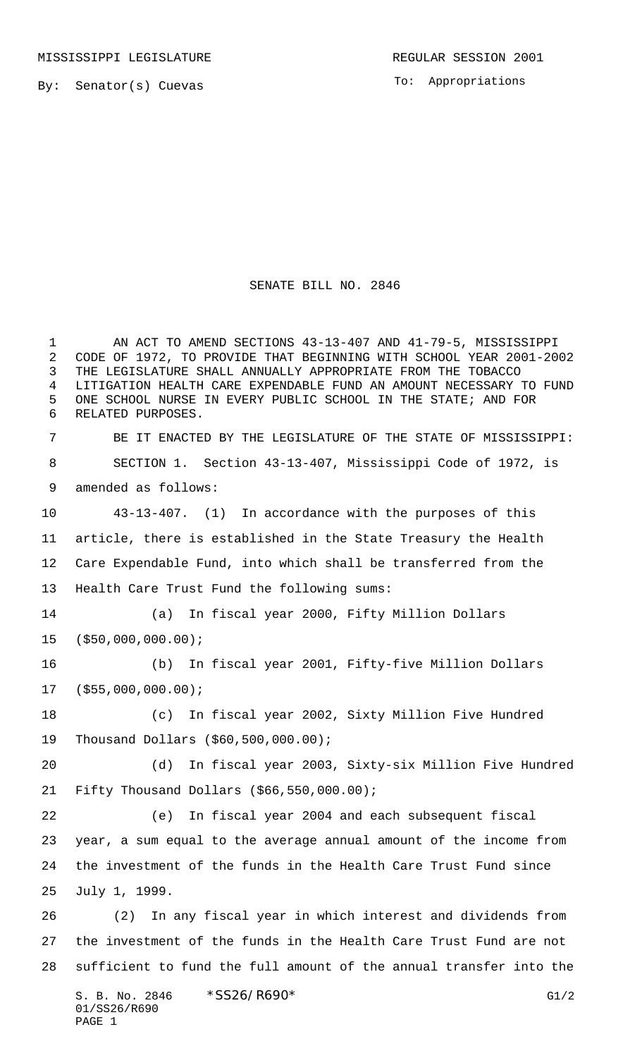MISSISSIPPI LEGISLATURE REGULAR SESSION 2001

By: Senator(s) Cuevas

To: Appropriations

# SENATE BILL NO. 2846

AN ACT TO AMEND SECTIONS 43-13-407 AND 41-79-5, MISSISSIPPI CODE OF 1972, TO PROVIDE THAT BEGINNING WITH SCHOOL YEAR 2001-2002 THE LEGISLATURE SHALL ANNUALLY APPROPRIATE FROM THE TOBACCO LITIGATION HEALTH CARE EXPENDABLE FUND AN AMOUNT NECESSARY TO FUND ONE SCHOOL NURSE IN EVERY PUBLIC SCHOOL IN THE STATE; AND FOR RELATED PURPOSES.

BE IT ENACTED BY THE LEGISLATURE OF THE STATE OF MISSISSIPPI:

SECTION 1. Section 43-13-407, Mississippi Code of 1972, is amended as follows:

43-13-407. (1) In accordance with the purposes of this article, there is established in the State Treasury the Health Care Expendable Fund, into which shall be transferred from the Health Care Trust Fund the following sums:

(a) In fiscal year 2000, Fifty Million Dollars ($50,000,000.00);

(b) In fiscal year 2001, Fifty-five Million Dollars ($55,000,000.00);

(c) In fiscal year 2002, Sixty Million Five Hundred Thousand Dollars ($60,500,000.00);

(d) In fiscal year 2003, Sixty-six Million Five Hundred Fifty Thousand Dollars ($66,550,000.00);

(e) In fiscal year 2004 and each subsequent fiscal year, a sum equal to the average annual amount of the income from the investment of the funds in the Health Care Trust Fund since July 1, 1999.

(2) In any fiscal year in which interest and dividends from the investment of the funds in the Health Care Trust Fund are not sufficient to fund the full amount of the annual transfer into the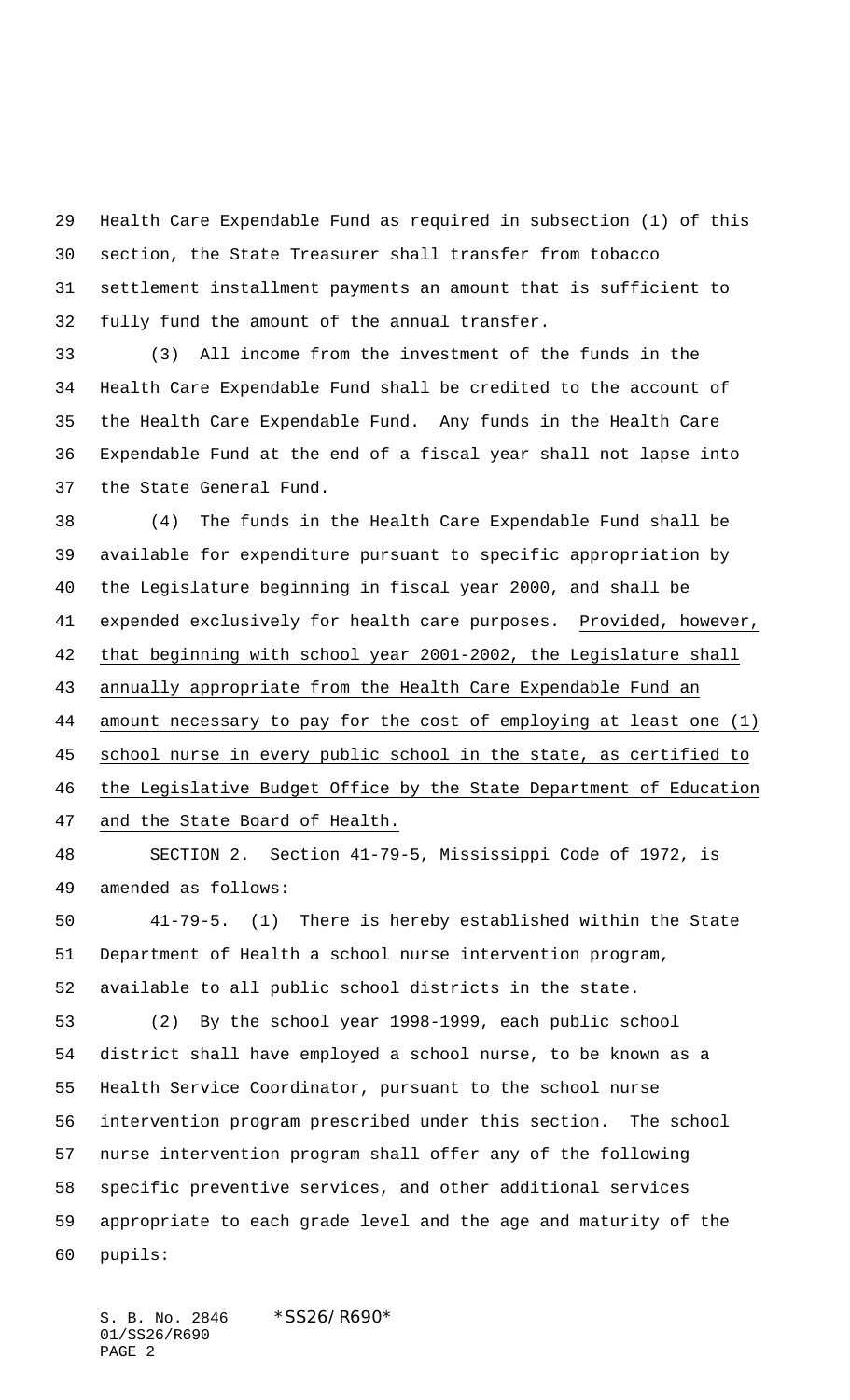Health Care Expendable Fund as required in subsection (1) of this section, the State Treasurer shall transfer from tobacco settlement installment payments an amount that is sufficient to fully fund the amount of the annual transfer.

(3) All income from the investment of the funds in the Health Care Expendable Fund shall be credited to the account of the Health Care Expendable Fund. Any funds in the Health Care Expendable Fund at the end of a fiscal year shall not lapse into the State General Fund.

(4) The funds in the Health Care Expendable Fund shall be available for expenditure pursuant to specific appropriation by the Legislature beginning in fiscal year 2000, and shall be expended exclusively for health care purposes. Provided, however, that beginning with school year 2001-2002, the Legislature shall annually appropriate from the Health Care Expendable Fund an amount necessary to pay for the cost of employing at least one (1) school nurse in every public school in the state, as certified to the Legislative Budget Office by the State Department of Education and the State Board of Health.

SECTION 2. Section 41-79-5, Mississippi Code of 1972, is amended as follows:

41-79-5. (1) There is hereby established within the State Department of Health a school nurse intervention program, available to all public school districts in the state.

(2) By the school year 1998-1999, each public school district shall have employed a school nurse, to be known as a Health Service Coordinator, pursuant to the school nurse intervention program prescribed under this section. The school nurse intervention program shall offer any of the following specific preventive services, and other additional services appropriate to each grade level and the age and maturity of the pupils: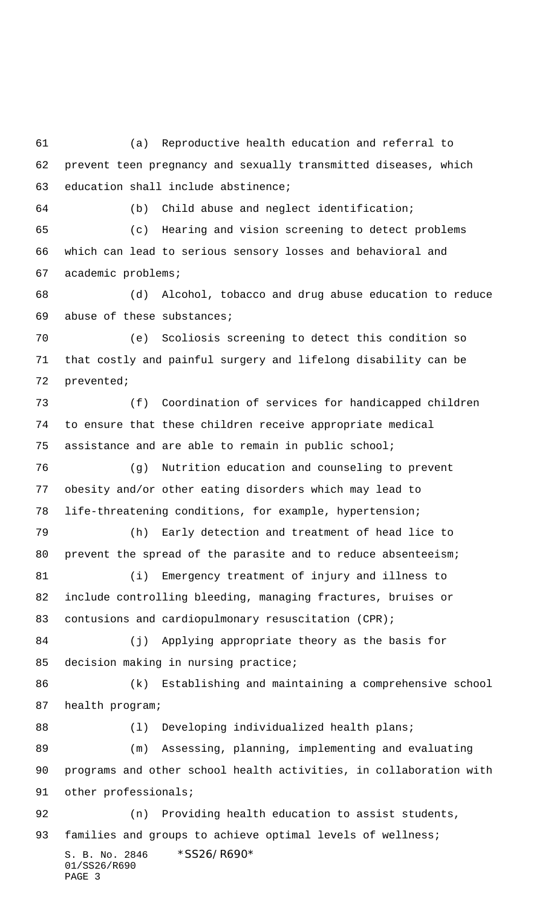(a) Reproductive health education and referral to prevent teen pregnancy and sexually transmitted diseases, which education shall include abstinence;

(b) Child abuse and neglect identification;

(c) Hearing and vision screening to detect problems which can lead to serious sensory losses and behavioral and academic problems;

(d) Alcohol, tobacco and drug abuse education to reduce abuse of these substances;

(e) Scoliosis screening to detect this condition so that costly and painful surgery and lifelong disability can be prevented;

(f) Coordination of services for handicapped children to ensure that these children receive appropriate medical assistance and are able to remain in public school;

(g) Nutrition education and counseling to prevent obesity and/or other eating disorders which may lead to life-threatening conditions, for example, hypertension;

(h) Early detection and treatment of head lice to prevent the spread of the parasite and to reduce absenteeism;

(i) Emergency treatment of injury and illness to include controlling bleeding, managing fractures, bruises or contusions and cardiopulmonary resuscitation (CPR);

(j) Applying appropriate theory as the basis for decision making in nursing practice;

(k) Establishing and maintaining a comprehensive school health program;

(l) Developing individualized health plans;

(m) Assessing, planning, implementing and evaluating programs and other school health activities, in collaboration with other professionals;

(n) Providing health education to assist students, families and groups to achieve optimal levels of wellness;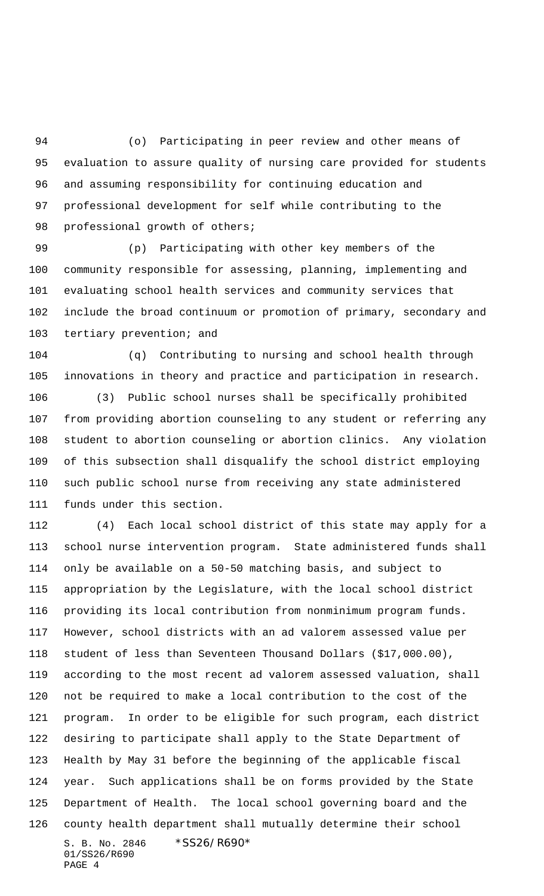(o) Participating in peer review and other means of evaluation to assure quality of nursing care provided for students and assuming responsibility for continuing education and professional development for self while contributing to the professional growth of others;

(p) Participating with other key members of the community responsible for assessing, planning, implementing and evaluating school health services and community services that include the broad continuum or promotion of primary, secondary and tertiary prevention; and

(q) Contributing to nursing and school health through innovations in theory and practice and participation in research.

(3) Public school nurses shall be specifically prohibited from providing abortion counseling to any student or referring any student to abortion counseling or abortion clinics. Any violation of this subsection shall disqualify the school district employing such public school nurse from receiving any state administered funds under this section.

(4) Each local school district of this state may apply for a school nurse intervention program. State administered funds shall only be available on a 50-50 matching basis, and subject to appropriation by the Legislature, with the local school district providing its local contribution from nonminimum program funds. However, school districts with an ad valorem assessed value per student of less than Seventeen Thousand Dollars ($17,000.00), according to the most recent ad valorem assessed valuation, shall not be required to make a local contribution to the cost of the program. In order to be eligible for such program, each district desiring to participate shall apply to the State Department of Health by May 31 before the beginning of the applicable fiscal year. Such applications shall be on forms provided by the State Department of Health. The local school governing board and the county health department shall mutually determine their school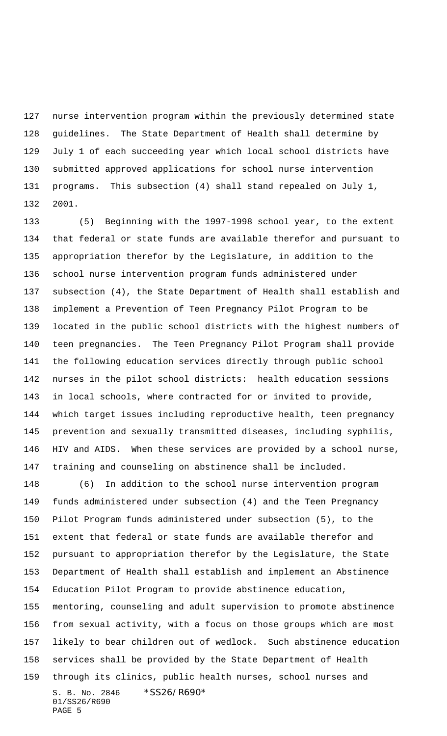nurse intervention program within the previously determined state guidelines. The State Department of Health shall determine by July 1 of each succeeding year which local school districts have submitted approved applications for school nurse intervention programs. This subsection (4) shall stand repealed on July 1, 2001.

(5) Beginning with the 1997-1998 school year, to the extent that federal or state funds are available therefor and pursuant to appropriation therefor by the Legislature, in addition to the school nurse intervention program funds administered under subsection (4), the State Department of Health shall establish and implement a Prevention of Teen Pregnancy Pilot Program to be located in the public school districts with the highest numbers of teen pregnancies. The Teen Pregnancy Pilot Program shall provide the following education services directly through public school nurses in the pilot school districts: health education sessions in local schools, where contracted for or invited to provide, which target issues including reproductive health, teen pregnancy prevention and sexually transmitted diseases, including syphilis, HIV and AIDS. When these services are provided by a school nurse, training and counseling on abstinence shall be included.

(6) In addition to the school nurse intervention program funds administered under subsection (4) and the Teen Pregnancy Pilot Program funds administered under subsection (5), to the extent that federal or state funds are available therefor and pursuant to appropriation therefor by the Legislature, the State Department of Health shall establish and implement an Abstinence Education Pilot Program to provide abstinence education, mentoring, counseling and adult supervision to promote abstinence from sexual activity, with a focus on those groups which are most likely to bear children out of wedlock. Such abstinence education services shall be provided by the State Department of Health through its clinics, public health nurses, school nurses and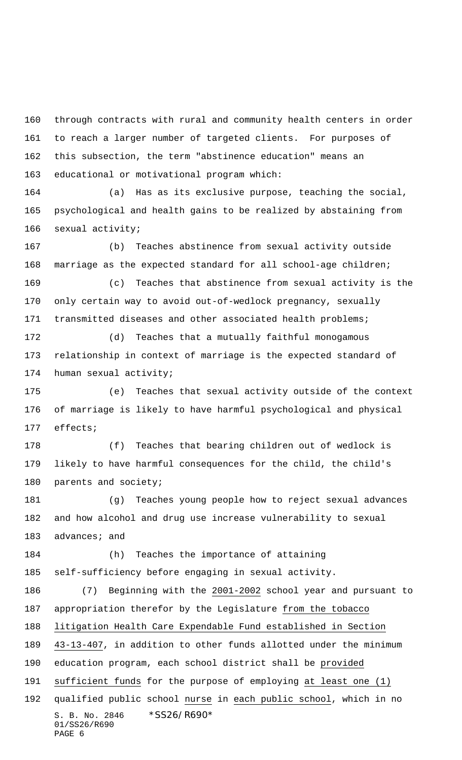through contracts with rural and community health centers in order to reach a larger number of targeted clients. For purposes of this subsection, the term "abstinence education" means an educational or motivational program which:

(a) Has as its exclusive purpose, teaching the social, psychological and health gains to be realized by abstaining from sexual activity;

(b) Teaches abstinence from sexual activity outside marriage as the expected standard for all school-age children;

(c) Teaches that abstinence from sexual activity is the only certain way to avoid out-of-wedlock pregnancy, sexually transmitted diseases and other associated health problems;

(d) Teaches that a mutually faithful monogamous relationship in context of marriage is the expected standard of human sexual activity;

(e) Teaches that sexual activity outside of the context of marriage is likely to have harmful psychological and physical effects;

(f) Teaches that bearing children out of wedlock is likely to have harmful consequences for the child, the child's parents and society;

(g) Teaches young people how to reject sexual advances and how alcohol and drug use increase vulnerability to sexual advances; and

(h) Teaches the importance of attaining self-sufficiency before engaging in sexual activity.

(7) Beginning with the 2001-2002 school year and pursuant to appropriation therefor by the Legislature from the tobacco litigation Health Care Expendable Fund established in Section 43-13-407, in addition to other funds allotted under the minimum education program, each school district shall be provided sufficient funds for the purpose of employing at least one (1) qualified public school nurse in each public school, which in no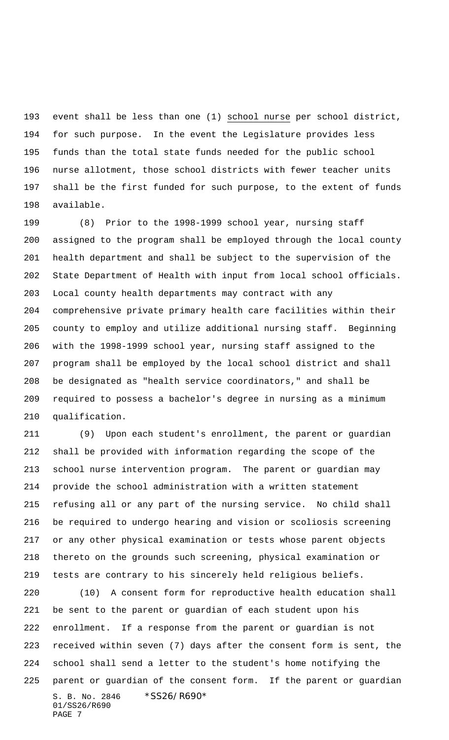event shall be less than one (1) school nurse per school district, for such purpose. In the event the Legislature provides less funds than the total state funds needed for the public school nurse allotment, those school districts with fewer teacher units shall be the first funded for such purpose, to the extent of funds available.

(8) Prior to the 1998-1999 school year, nursing staff assigned to the program shall be employed through the local county health department and shall be subject to the supervision of the State Department of Health with input from local school officials. Local county health departments may contract with any comprehensive private primary health care facilities within their county to employ and utilize additional nursing staff. Beginning with the 1998-1999 school year, nursing staff assigned to the program shall be employed by the local school district and shall be designated as "health service coordinators," and shall be required to possess a bachelor's degree in nursing as a minimum qualification.

(9) Upon each student's enrollment, the parent or guardian shall be provided with information regarding the scope of the school nurse intervention program. The parent or guardian may provide the school administration with a written statement refusing all or any part of the nursing service. No child shall be required to undergo hearing and vision or scoliosis screening or any other physical examination or tests whose parent objects thereto on the grounds such screening, physical examination or tests are contrary to his sincerely held religious beliefs.

(10) A consent form for reproductive health education shall be sent to the parent or guardian of each student upon his enrollment. If a response from the parent or guardian is not received within seven (7) days after the consent form is sent, the school shall send a letter to the student's home notifying the parent or guardian of the consent form. If the parent or guardian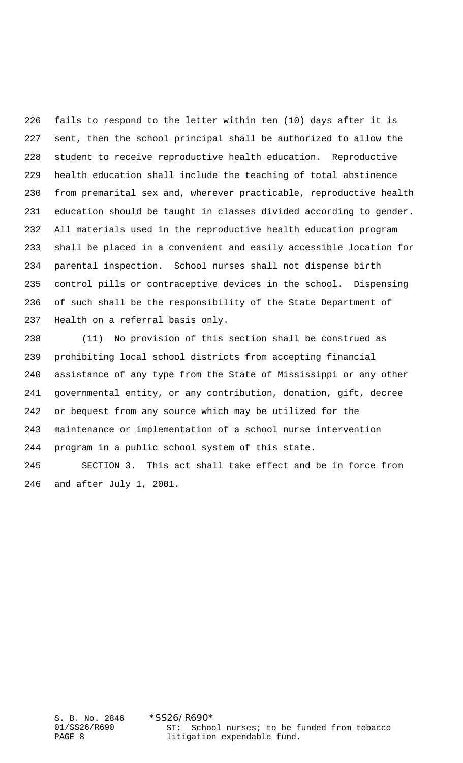fails to respond to the letter within ten (10) days after it is sent, then the school principal shall be authorized to allow the student to receive reproductive health education. Reproductive health education shall include the teaching of total abstinence from premarital sex and, wherever practicable, reproductive health education should be taught in classes divided according to gender. All materials used in the reproductive health education program shall be placed in a convenient and easily accessible location for parental inspection. School nurses shall not dispense birth control pills or contraceptive devices in the school. Dispensing of such shall be the responsibility of the State Department of Health on a referral basis only.

(11) No provision of this section shall be construed as prohibiting local school districts from accepting financial assistance of any type from the State of Mississippi or any other governmental entity, or any contribution, donation, gift, decree or bequest from any source which may be utilized for the maintenance or implementation of a school nurse intervention program in a public school system of this state.

SECTION 3. This act shall take effect and be in force from and after July 1, 2001.